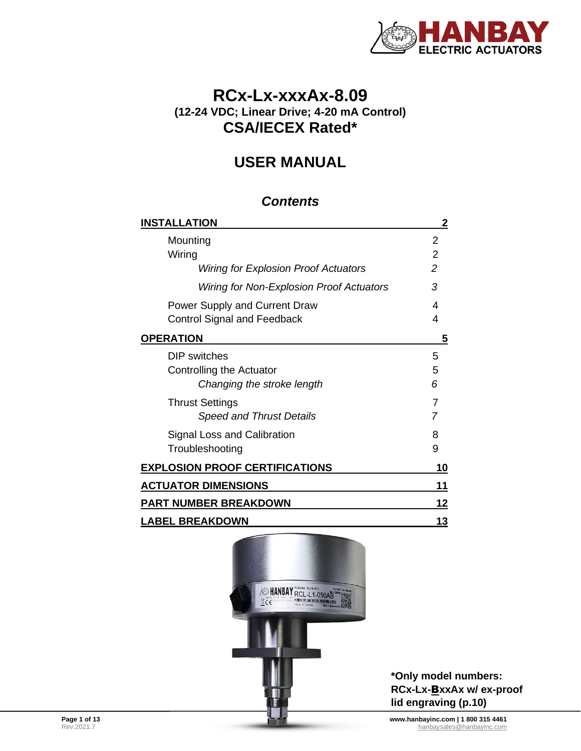# RCx-Lx-xxxAx-8.09

**(12-24 VDC; Linear Drive; 4-20 mA Control)**

## CSA/IECEX Rated*

## USER MANUAL

### *Contents*

| | |
|---|---|
| **INSTALLATION** | **2** |
| Mounting | 2 |
| Wiring | 2 |
| *Wiring for Explosion Proof Actuators* | *2* |
| *Wiring for Non-Explosion Proof Actuators* | *3* |
| Power Supply and Current Draw | 4 |
| Control Signal and Feedback | 4 |
| **OPERATION** | **5** |
| DIP switches | 5 |
| Controlling the Actuator | 5 |
| *Changing the stroke length* | *6* |
| Thrust Settings | 7 |
| *Speed and Thrust Details* | *7* |
| Signal Loss and Calibration | 8 |
| Troubleshooting | 9 |
| **EXPLOSION PROOF CERTIFICATIONS** | **10** |
| **ACTUATOR DIMENSIONS** | **11** |
| **PART NUMBER BREAKDOWN** | **12** |
| **LABEL BREAKDOWN** | **13** |

**\*Only model numbers: RCx-Lx-BxxAx w/ ex-proof lid engraving (p.10)**

Rev.2021.7

www.hanbayinc.com | 1 800 315 4461
hanbaysales@hanbayinc.com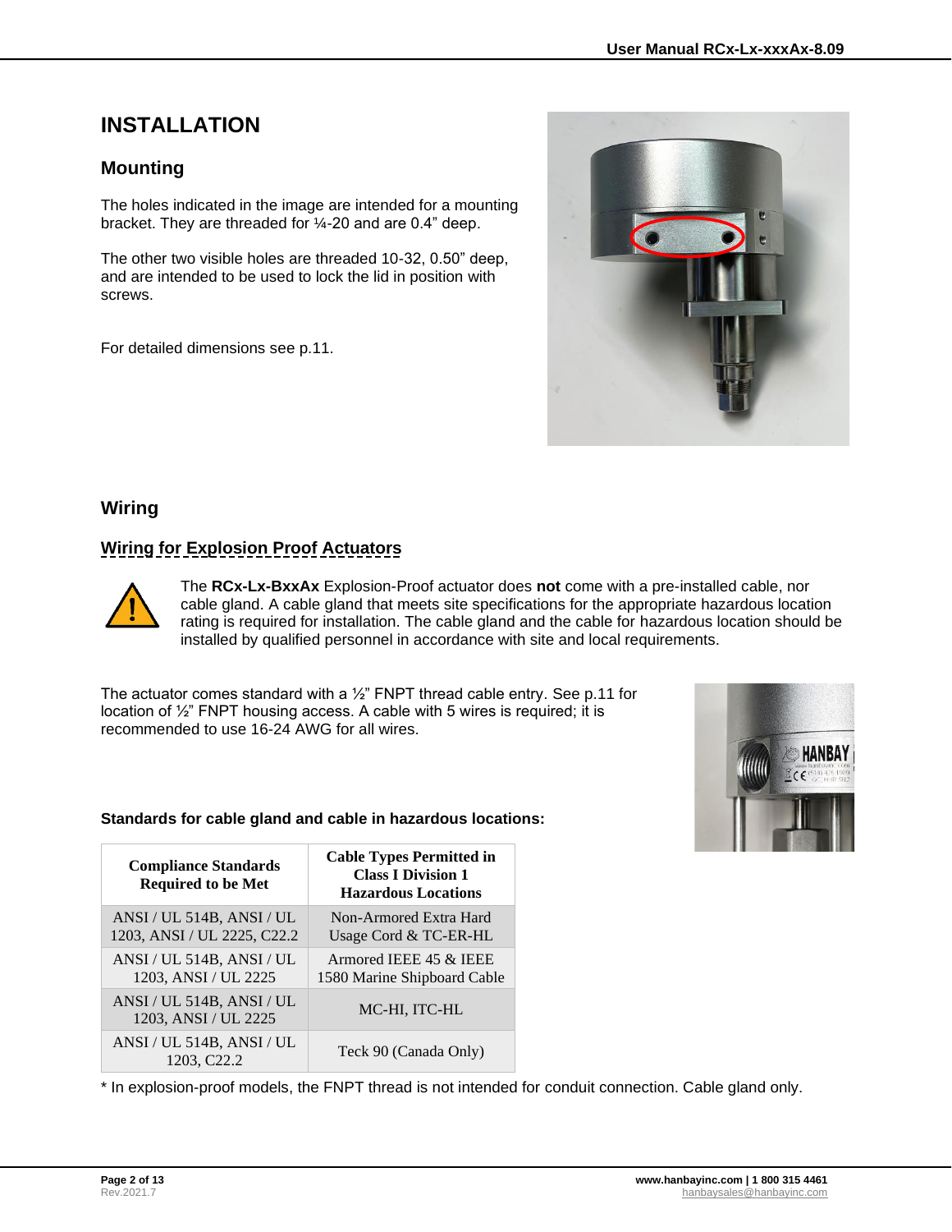# INSTALLATION

## Mounting

The holes indicated in the image are intended for a mounting bracket. They are threaded for ¼-20 and are 0.4” deep.

The other two visible holes are threaded 10-32, 0.50” deep, and are intended to be used to lock the lid in position with screws.

For detailed dimensions see p.11.

## Wiring

### Wiring for Explosion Proof Actuators

The **RCx-Lx-BxxAx** Explosion-Proof actuator does **not** come with a pre-installed cable, nor cable gland. A cable gland that meets site specifications for the appropriate hazardous location rating is required for installation. The cable gland and the cable for hazardous location should be installed by qualified personnel in accordance with site and local requirements.

The actuator comes standard with a ½” FNPT thread cable entry. See p.11 for location of ½” FNPT housing access. A cable with 5 wires is required; it is recommended to use 16-24 AWG for all wires.

**Standards for cable gland and cable in hazardous locations:**

| Compliance Standards Required to be Met | Cable Types Permitted in Class I Division 1 Hazardous Locations |
|---|---|
| ANSI / UL 514B, ANSI / UL 1203, ANSI / UL 2225, C22.2 | Non-Armored Extra Hard Usage Cord & TC-ER-HL |
| ANSI / UL 514B, ANSI / UL 1203, ANSI / UL 2225 | Armored IEEE 45 & IEEE 1580 Marine Shipboard Cable |
| ANSI / UL 514B, ANSI / UL 1203, ANSI / UL 2225 | MC-HI, ITC-HL |
| ANSI / UL 514B, ANSI / UL 1203, C22.2 | Teck 90 (Canada Only) |

* In explosion-proof models, the FNPT thread is not intended for conduit connection. Cable gland only.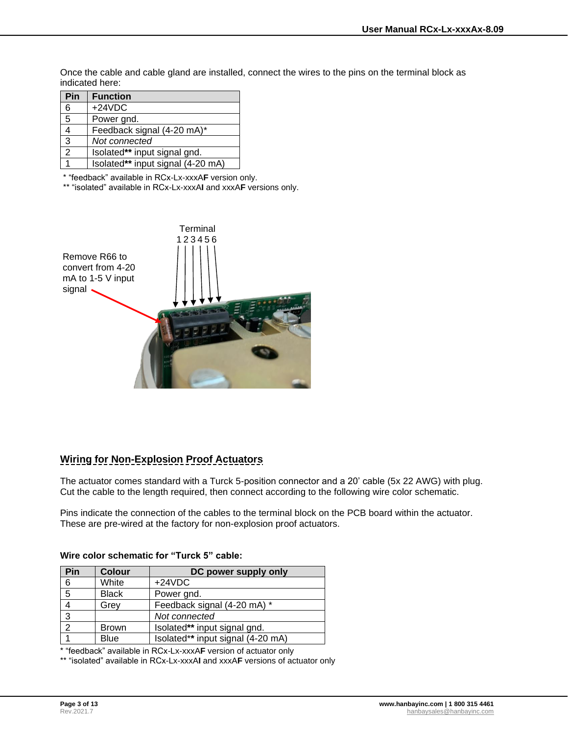Once the cable and cable gland are installed, connect the wires to the pins on the terminal block as indicated here:

| Pin | Function |
|---|---|
| 6 | +24VDC |
| 5 | Power gnd. |
| 4 | Feedback signal (4-20 mA)* |
| 3 | *Not connected* |
| 2 | Isolated** input signal gnd. |
| 1 | Isolated** input signal (4-20 mA) |

* "feedback" available in RCx-Lx-xxxA**F** version only.
** "isolated" available in RCx-Lx-xxxA**I** and xxxA**F** versions only.

Terminal
1 2 3 4 5 6

Remove R66 to convert from 4-20 mA to 1-5 V input signal

## Wiring for Non-Explosion Proof Actuators

The actuator comes standard with a Turck 5-position connector and a 20' cable (5x 22 AWG) with plug. Cut the cable to the length required, then connect according to the following wire color schematic.

Pins indicate the connection of the cables to the terminal block on the PCB board within the actuator. These are pre-wired at the factory for non-explosion proof actuators.

**Wire color schematic for "Turck 5" cable:**

| Pin | Colour | DC power supply only |
|---|---|---|
| 6 | White | +24VDC |
| 5 | Black | Power gnd. |
| 4 | Grey | Feedback signal (4-20 mA) * |
| 3 | | *Not connected* |
| 2 | Brown | Isolated** input signal gnd. |
| 1 | Blue | Isolated** input signal (4-20 mA) |

* "feedback" available in RCx-Lx-xxxA**F** version of actuator only
** "isolated" available in RCx-Lx-xxxA**I** and xxxA**F** versions of actuator only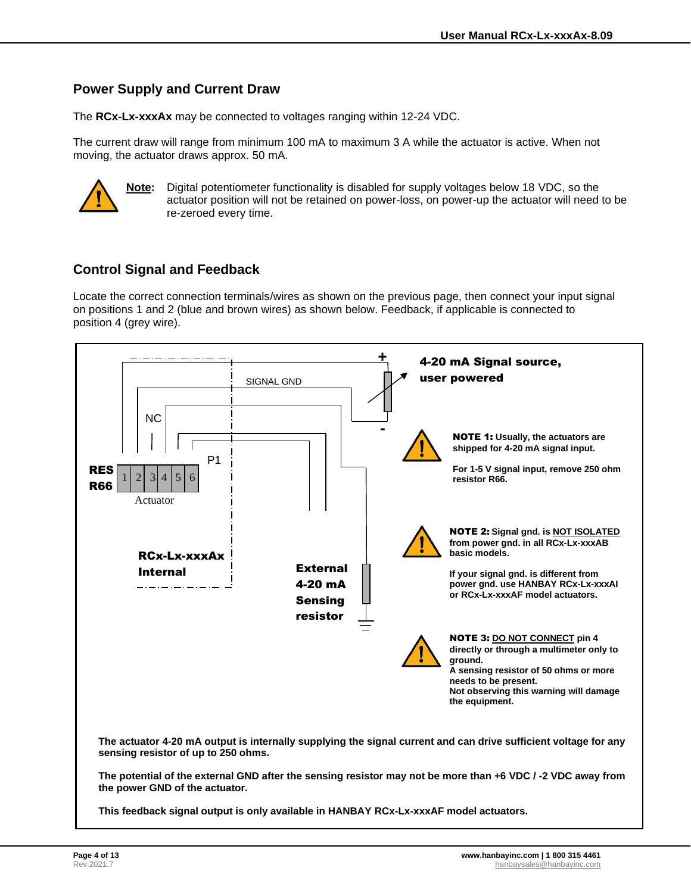## Power Supply and Current Draw

The **RCx-Lx-xxxAx** may be connected to voltages ranging within 12-24 VDC.

The current draw will range from minimum 100 mA to maximum 3 A while the actuator is active. When not moving, the actuator draws approx. 50 mA.

**Note:** Digital potentiometer functionality is disabled for supply voltages below 18 VDC, so the actuator position will not be retained on power-loss, on power-up the actuator will need to be re-zeroed every time.

## Control Signal and Feedback

Locate the correct connection terminals/wires as shown on the previous page, then connect your input signal on positions 1 and 2 (blue and brown wires) as shown below. Feedback, if applicable is connected to position 4 (grey wire).

SIGNAL GND

NC

P1

**RES R66**

1 2 3 4 5 6

Actuator

**RCx-Lx-xxxAx Internal**

**External 4-20 mA Sensing resistor**

+

-

**4-20 mA Signal source, user powered**

**NOTE 1: Usually, the actuators are shipped for 4-20 mA signal input.**

**For 1-5 V signal input, remove 250 ohm resistor R66.**

**NOTE 2: Signal gnd. is NOT ISOLATED from power gnd. in all RCx-Lx-xxxAB basic models.**

**If your signal gnd. is different from power gnd. use HANBAY RCx-Lx-xxxAI or RCx-Lx-xxxAF model actuators.**

**NOTE 3: DO NOT CONNECT pin 4 directly or through a multimeter only to ground.**
**A sensing resistor of 50 ohms or more needs to be present.**
**Not observing this warning will damage the equipment.**

**The actuator 4-20 mA output is internally supplying the signal current and can drive sufficient voltage for any sensing resistor of up to 250 ohms.**

**The potential of the external GND after the sensing resistor may not be more than +6 VDC / -2 VDC away from the power GND of the actuator.**

**This feedback signal output is only available in HANBAY RCx-Lx-xxxAF model actuators.**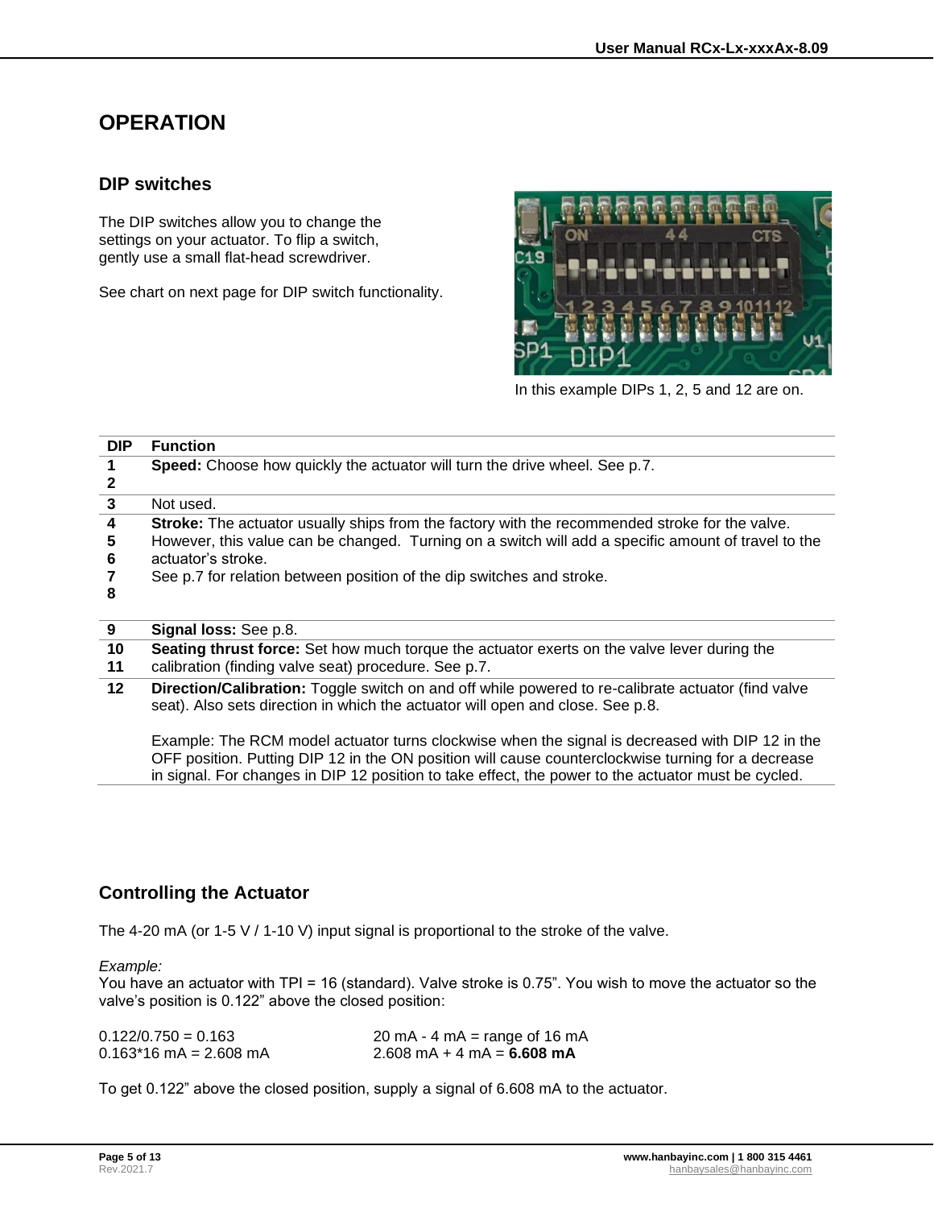# OPERATION

## DIP switches

The DIP switches allow you to change the settings on your actuator. To flip a switch, gently use a small flat-head screwdriver.

See chart on next page for DIP switch functionality.

In this example DIPs 1, 2, 5 and 12 are on.

| DIP | Function |
|---|---|
| **1**<br>**2** | **Speed:** Choose how quickly the actuator will turn the drive wheel. See p.7. |
| **3** | Not used. |
| **4**<br>**5**<br>**6**<br>**7**<br>**8** | **Stroke:** The actuator usually ships from the factory with the recommended stroke for the valve. However, this value can be changed. Turning on a switch will add a specific amount of travel to the actuator's stroke.<br>See p.7 for relation between position of the dip switches and stroke. |
| **9** | **Signal loss:** See p.8. |
| **10**<br>**11** | **Seating thrust force:** Set how much torque the actuator exerts on the valve lever during the calibration (finding valve seat) procedure. See p.7. |
| **12** | **Direction/Calibration:** Toggle switch on and off while powered to re-calibrate actuator (find valve seat). Also sets direction in which the actuator will open and close. See p.8.<br><br>Example: The RCM model actuator turns clockwise when the signal is decreased with DIP 12 in the OFF position. Putting DIP 12 in the ON position will cause counterclockwise turning for a decrease in signal. For changes in DIP 12 position to take effect, the power to the actuator must be cycled. |

## Controlling the Actuator

The 4-20 mA (or 1-5 V / 1-10 V) input signal is proportional to the stroke of the valve.

*Example:*
You have an actuator with TPI = 16 (standard). Valve stroke is 0.75". You wish to move the actuator so the valve's position is 0.122" above the closed position:

0.122/0.750 = 0.163
0.163*16 mA = 2.608 mA

20 mA - 4 mA = range of 16 mA
2.608 mA + 4 mA = **6.608 mA**

To get 0.122" above the closed position, supply a signal of 6.608 mA to the actuator.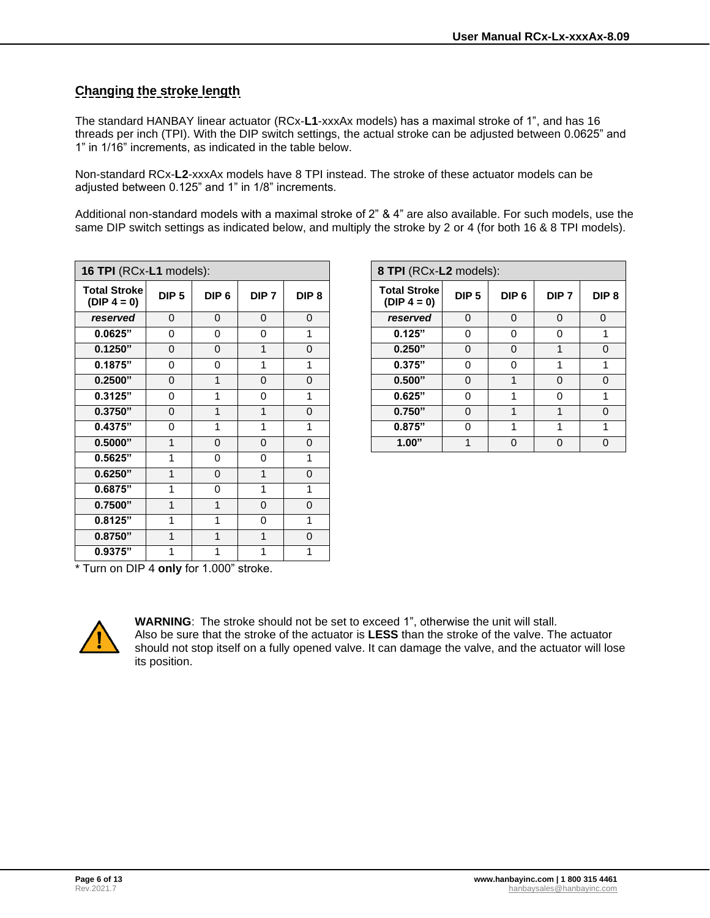## Changing the stroke length

The standard HANBAY linear actuator (RCx-**L1**-xxxAx models) has a maximal stroke of 1", and has 16 threads per inch (TPI). With the DIP switch settings, the actual stroke can be adjusted between 0.0625" and 1" in 1/16" increments, as indicated in the table below.

Non-standard RCx-**L2**-xxxAx models have 8 TPI instead. The stroke of these actuator models can be adjusted between 0.125" and 1" in 1/8" increments.

Additional non-standard models with a maximal stroke of 2" & 4" are also available. For such models, use the same DIP switch settings as indicated below, and multiply the stroke by 2 or 4 (for both 16 & 8 TPI models).

**16 TPI** (RCx-**L1** models):

| Total Stroke (DIP 4 = 0) | DIP 5 | DIP 6 | DIP 7 | DIP 8 |
|---|---|---|---|---|
| ***reserved*** | 0 | 0 | 0 | 0 |
| **0.0625"** | 0 | 0 | 0 | 1 |
| **0.1250"** | 0 | 0 | 1 | 0 |
| **0.1875"** | 0 | 0 | 1 | 1 |
| **0.2500"** | 0 | 1 | 0 | 0 |
| **0.3125"** | 0 | 1 | 0 | 1 |
| **0.3750"** | 0 | 1 | 1 | 0 |
| **0.4375"** | 0 | 1 | 1 | 1 |
| **0.5000"** | 1 | 0 | 0 | 0 |
| **0.5625"** | 1 | 0 | 0 | 1 |
| **0.6250"** | 1 | 0 | 1 | 0 |
| **0.6875"** | 1 | 0 | 1 | 1 |
| **0.7500"** | 1 | 1 | 0 | 0 |
| **0.8125"** | 1 | 1 | 0 | 1 |
| **0.8750"** | 1 | 1 | 1 | 0 |
| **0.9375"** | 1 | 1 | 1 | 1 |

* Turn on DIP 4 **only** for 1.000" stroke.

**8 TPI** (RCx-**L2** models):

| Total Stroke (DIP 4 = 0) | DIP 5 | DIP 6 | DIP 7 | DIP 8 |
|---|---|---|---|---|
| ***reserved*** | 0 | 0 | 0 | 0 |
| **0.125"** | 0 | 0 | 0 | 1 |
| **0.250"** | 0 | 0 | 1 | 0 |
| **0.375"** | 0 | 0 | 1 | 1 |
| **0.500"** | 0 | 1 | 0 | 0 |
| **0.625"** | 0 | 1 | 0 | 1 |
| **0.750"** | 0 | 1 | 1 | 0 |
| **0.875"** | 0 | 1 | 1 | 1 |
| **1.00"** | 1 | 0 | 0 | 0 |

**WARNING**: The stroke should not be set to exceed 1", otherwise the unit will stall.
Also be sure that the stroke of the actuator is **LESS** than the stroke of the valve. The actuator should not stop itself on a fully opened valve. It can damage the valve, and the actuator will lose its position.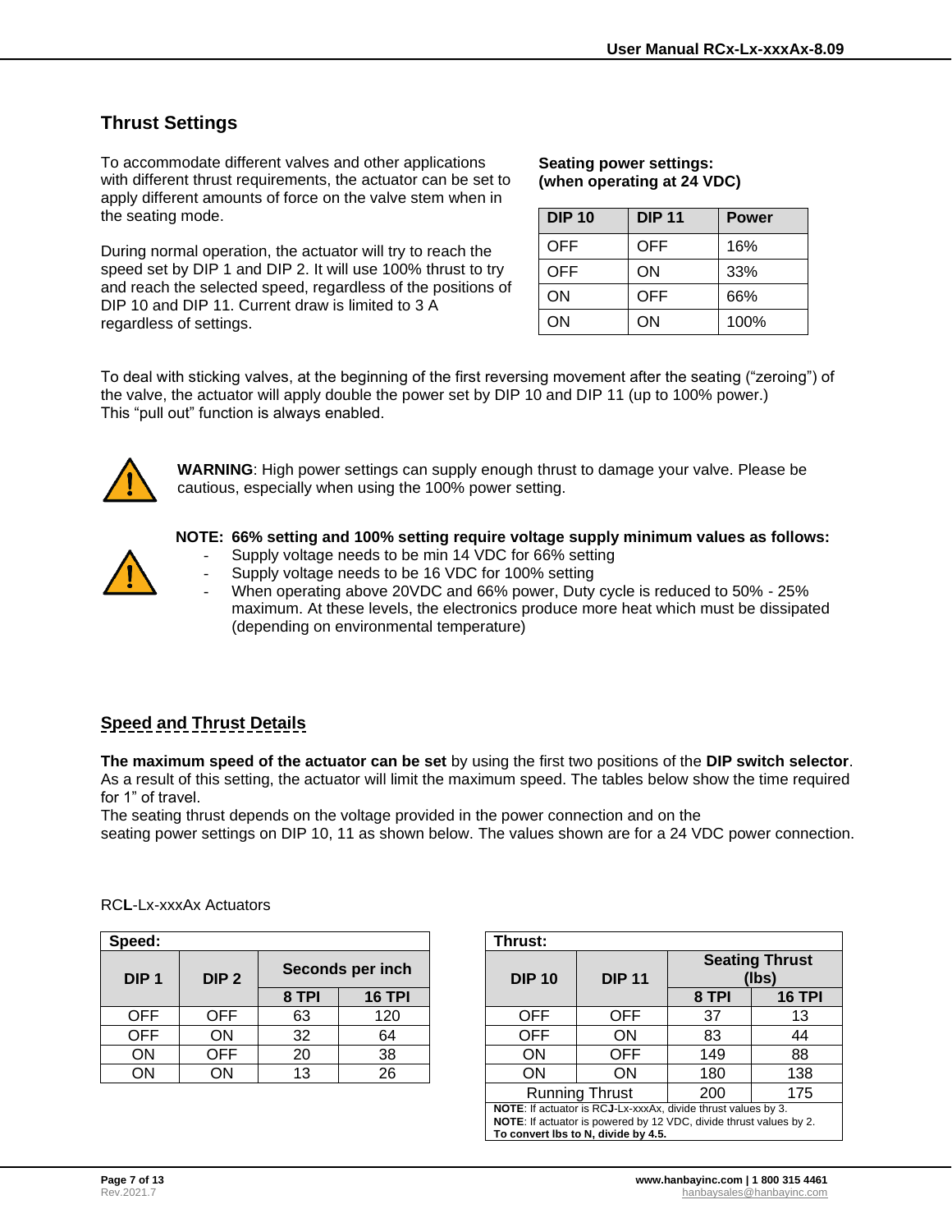## Thrust Settings

To accommodate different valves and other applications with different thrust requirements, the actuator can be set to apply different amounts of force on the valve stem when in the seating mode.

During normal operation, the actuator will try to reach the speed set by DIP 1 and DIP 2. It will use 100% thrust to try and reach the selected speed, regardless of the positions of DIP 10 and DIP 11. Current draw is limited to 3 A regardless of settings.

**Seating power settings:**
**(when operating at 24 VDC)**

| DIP 10 | DIP 11 | Power |
|---|---|---|
| OFF | OFF | 16% |
| OFF | ON | 33% |
| ON | OFF | 66% |
| ON | ON | 100% |

To deal with sticking valves, at the beginning of the first reversing movement after the seating ("zeroing") of the valve, the actuator will apply double the power set by DIP 10 and DIP 11 (up to 100% power.)
This "pull out" function is always enabled.

**WARNING**: High power settings can supply enough thrust to damage your valve. Please be cautious, especially when using the 100% power setting.

**NOTE: 66% setting and 100% setting require voltage supply minimum values as follows:**

- Supply voltage needs to be min 14 VDC for 66% setting
- Supply voltage needs to be 16 VDC for 100% setting
- When operating above 20VDC and 66% power, Duty cycle is reduced to 50% - 25% maximum. At these levels, the electronics produce more heat which must be dissipated (depending on environmental temperature)

## Speed and Thrust Details

**The maximum speed of the actuator can be set** by using the first two positions of the **DIP switch selector**. As a result of this setting, the actuator will limit the maximum speed. The tables below show the time required for 1" of travel.
The seating thrust depends on the voltage provided in the power connection and on the seating power settings on DIP 10, 11 as shown below. The values shown are for a 24 VDC power connection.

RC**L**-Lx-xxxAx Actuators

**Speed:**

| DIP 1 | DIP 2 | Seconds per inch | |
|---|---|---|---|
| | | 8 TPI | 16 TPI |
| OFF | OFF | 63 | 120 |
| OFF | ON | 32 | 64 |
| ON | OFF | 20 | 38 |
| ON | ON | 13 | 26 |

**Thrust:**

| DIP 10 | DIP 11 | Seating Thrust (lbs) | |
|---|---|---|---|
| | | 8 TPI | 16 TPI |
| OFF | OFF | 37 | 13 |
| OFF | ON | 83 | 44 |
| ON | OFF | 149 | 88 |
| ON | ON | 180 | 138 |
| Running Thrust | | 200 | 175 |

**NOTE**: If actuator is RC**J**-Lx-xxxAx, divide thrust values by 3.
**NOTE**: If actuator is powered by 12 VDC, divide thrust values by 2.
**To convert lbs to N, divide by 4.5.**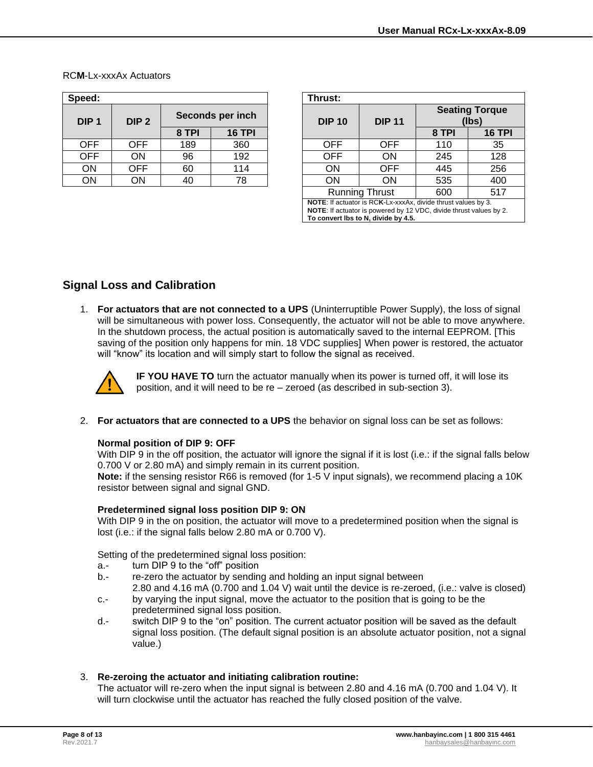RC**M**-Lx-xxxAx Actuators

| Speed: | | | |
|---|---|---|---|
| **DIP 1** | **DIP 2** | **Seconds per inch** | |
| | | **8 TPI** | **16 TPI** |
| OFF | OFF | 189 | 360 |
| OFF | ON | 96 | 192 |
| ON | OFF | 60 | 114 |
| ON | ON | 40 | 78 |

| Thrust: | | | |
|---|---|---|---|
| **DIP 10** | **DIP 11** | **Seating Torque (lbs)** | |
| | | **8 TPI** | **16 TPI** |
| OFF | OFF | 110 | 35 |
| OFF | ON | 245 | 128 |
| ON | OFF | 445 | 256 |
| ON | ON | 535 | 400 |
| Running Thrust | | 600 | 517 |

**NOTE**: If actuator is RC**K**-Lx-xxxAx, divide thrust values by 3.
**NOTE**: If actuator is powered by 12 VDC, divide thrust values by 2.
**To convert lbs to N, divide by 4.5.**

## Signal Loss and Calibration

1. **For actuators that are not connected to a UPS** (Uninterruptible Power Supply), the loss of signal will be simultaneous with power loss. Consequently, the actuator will not be able to move anywhere. In the shutdown process, the actual position is automatically saved to the internal EEPROM. [This saving of the position only happens for min. 18 VDC supplies] When power is restored, the actuator will "know" its location and will simply start to follow the signal as received.

   **IF YOU HAVE TO** turn the actuator manually when its power is turned off, it will lose its position, and it will need to be re – zeroed (as described in sub-section 3).

2. **For actuators that are connected to a UPS** the behavior on signal loss can be set as follows:

   **Normal position of DIP 9: OFF**
   With DIP 9 in the off position, the actuator will ignore the signal if it is lost (i.e.: if the signal falls below 0.700 V or 2.80 mA) and simply remain in its current position.
   **Note:** if the sensing resistor R66 is removed (for 1-5 V input signals), we recommend placing a 10K resistor between signal and signal GND.

   **Predetermined signal loss position DIP 9: ON**
   With DIP 9 in the on position, the actuator will move to a predetermined position when the signal is lost (i.e.: if the signal falls below 2.80 mA or 0.700 V).

   Setting of the predetermined signal loss position:
   a.- turn DIP 9 to the "off" position
   b.- re-zero the actuator by sending and holding an input signal between 2.80 and 4.16 mA (0.700 and 1.04 V) wait until the device is re-zeroed, (i.e.: valve is closed)
   c.- by varying the input signal, move the actuator to the position that is going to be the predetermined signal loss position.
   d.- switch DIP 9 to the "on" position. The current actuator position will be saved as the default signal loss position. (The default signal position is an absolute actuator position, not a signal value.)

3. **Re-zeroing the actuator and initiating calibration routine:**
   The actuator will re-zero when the input signal is between 2.80 and 4.16 mA (0.700 and 1.04 V). It will turn clockwise until the actuator has reached the fully closed position of the valve.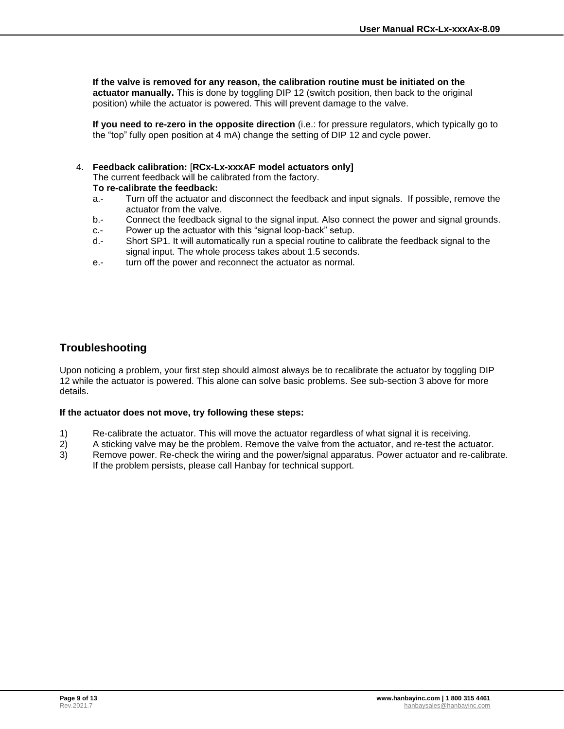**If the valve is removed for any reason, the calibration routine must be initiated on the actuator manually.** This is done by toggling DIP 12 (switch position, then back to the original position) while the actuator is powered. This will prevent damage to the valve.

**If you need to re-zero in the opposite direction** (i.e.: for pressure regulators, which typically go to the “top” fully open position at 4 mA) change the setting of DIP 12 and cycle power.

4. **Feedback calibration:** [**RCx-Lx-xxxAF model actuators only]**
   The current feedback will be calibrated from the factory.
   **To re-calibrate the feedback:**
   a.- Turn off the actuator and disconnect the feedback and input signals. If possible, remove the actuator from the valve.
   b.- Connect the feedback signal to the signal input. Also connect the power and signal grounds.
   c.- Power up the actuator with this “signal loop-back” setup.
   d.- Short SP1. It will automatically run a special routine to calibrate the feedback signal to the signal input. The whole process takes about 1.5 seconds.
   e.- turn off the power and reconnect the actuator as normal.

## Troubleshooting

Upon noticing a problem, your first step should almost always be to recalibrate the actuator by toggling DIP 12 while the actuator is powered. This alone can solve basic problems. See sub-section 3 above for more details.

**If the actuator does not move, try following these steps:**

1) Re-calibrate the actuator. This will move the actuator regardless of what signal it is receiving.
2) A sticking valve may be the problem. Remove the valve from the actuator, and re-test the actuator.
3) Remove power. Re-check the wiring and the power/signal apparatus. Power actuator and re-calibrate. If the problem persists, please call Hanbay for technical support.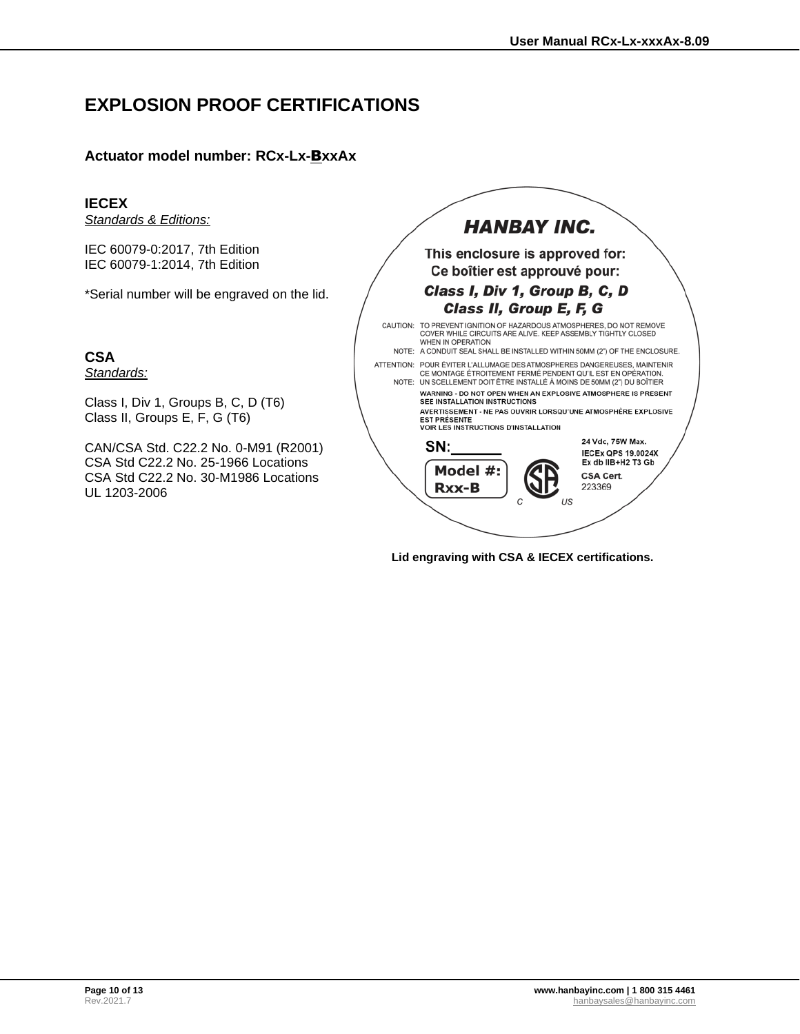# EXPLOSION PROOF CERTIFICATIONS

**Actuator model number: RCx-Lx-BxxAx**

### IECEX

*Standards & Editions:*

IEC 60079-0:2017, 7th Edition
IEC 60079-1:2014, 7th Edition

*Serial number will be engraved on the lid.

### CSA

*Standards:*

Class I, Div 1, Groups B, C, D (T6)
Class II, Groups E, F, G (T6)

CAN/CSA Std. C22.2 No. 0-M91 (R2001)
CSA Std C22.2 No. 25-1966 Locations
CSA Std C22.2 No. 30-M1986 Locations
UL 1203-2006

**HANBAY INC.**

**This enclosure is approved for:**
**Ce boîtier est approuvé pour:**

***Class I, Div 1, Group B, C, D***
***Class II, Group E, F, G***

CAUTION: TO PREVENT IGNITION OF HAZARDOUS ATMOSPHERES, DO NOT REMOVE COVER WHILE CIRCUITS ARE ALIVE. KEEP ASSEMBLY TIGHTLY CLOSED WHEN IN OPERATION

NOTE: A CONDUIT SEAL SHALL BE INSTALLED WITHIN 50MM (2") OF THE ENCLOSURE.

ATTENTION: POUR ÉVITER L'ALLUMAGE DES ATMOSPHERES DANGEREUSES, MAINTENIR CE MONTAGE ÉTROITEMENT FERMÉ PENDENT QU'IL EST EN OPÉRATION.

NOTE: UN SCELLEMENT DOIT ÊTRE INSTALLÉ À MOINS DE 50MM (2") DU BOÎTIER

**WARNING - DO NOT OPEN WHEN AN EXPLOSIVE ATMOSPHERE IS PRESENT SEE INSTALLATION INSTRUCTIONS**

**AVERTISSEMENT - NE PAS OUVRIR LORSQU'UNE ATMOSPHÈRE EXPLOSIVE EST PRÉSENTE VOIR LES INSTRUCTIONS D'INSTALLATION**

**SN:______**

**Model #: Rxx-B**

C US

**24 Vdc, 75W Max.**
**IECEx QPS 19.0024X**
**Ex db IIB+H2 T3 Gb**
**CSA Cert.**
223369

**Lid engraving with CSA & IECEX certifications.**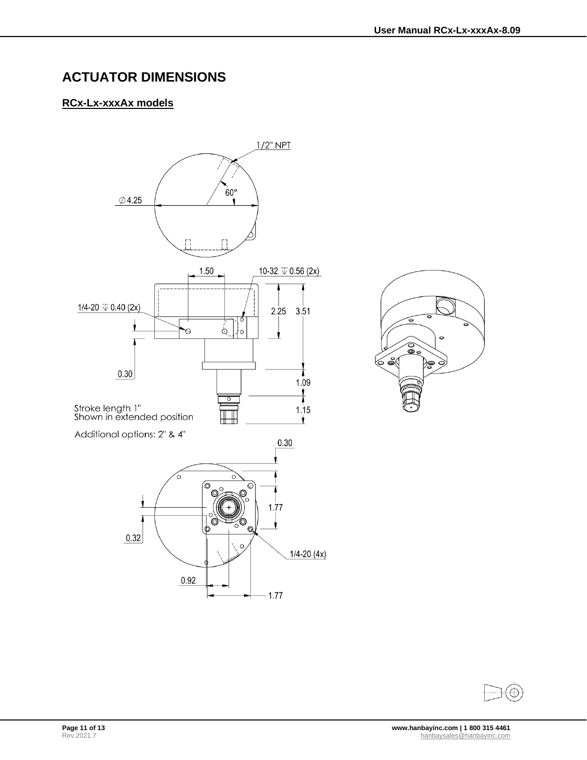# ACTUATOR DIMENSIONS

## RCx-Lx-xxxAx models

1/2" NPT

60°

∅4.25

1.50

10-32 ↧ 0.56 (2x)

1/4-20 ↧ 0.40 (2x)

2.25

3.51

0.30

1.09

Stroke length 1"
Shown in extended position

1.15

Additional options: 2" & 4"

0.30

1.77

0.32

1/4-20 (4x)

0.92

1.77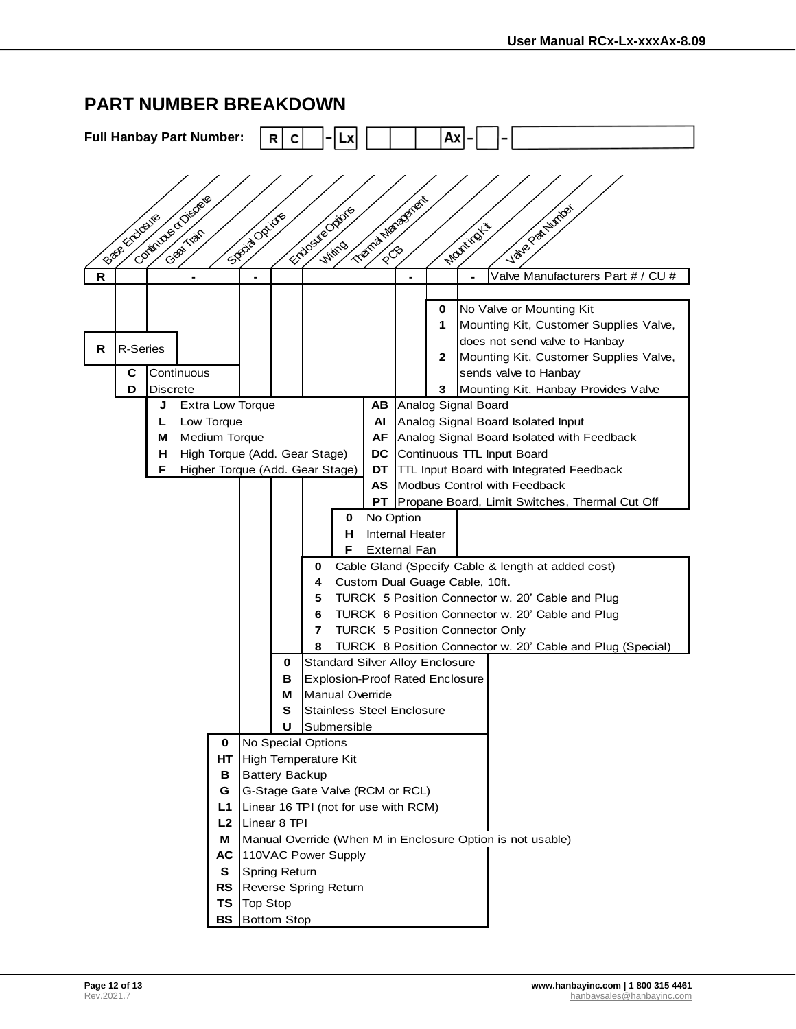## PART NUMBER BREAKDOWN

**Full Hanbay Part Number:** R C _ - Lx _ _ _ _ Ax - _ - _______

| Position | Field | Example |
|---|---|---|
| 1 | Base Enclosure | R |
| 2 | Continuous or Discrete | |
| 3 | Gear Train | |
| - | | - |
| 4 | Special Options | |
| - | | - |
| 5 | Enclosure Options | |
| 6 | Wiring | |
| 7 | Thermal Management | |
| 8 | PCB | |
| - | | - |
| 9 | Mounting Kit | |
| - | | - |
| 10 | Valve Part Number | Valve Manufacturers Part # / CU # |

**Base Enclosure**

| Code | Description |
|---|---|
| R | R-Series |

**Continuous or Discrete**

| Code | Description |
|---|---|
| C | Continuous |
| D | Discrete |

**Gear Train**

| Code | Description |
|---|---|
| J | Extra Low Torque |
| L | Low Torque |
| M | Medium Torque |
| H | High Torque (Add. Gear Stage) |
| F | Higher Torque (Add. Gear Stage) |

**Special Options**

| Code | Description |
|---|---|
| 0 | No Special Options |
| HT | High Temperature Kit |
| B | Battery Backup |
| G | G-Stage Gate Valve (RCM or RCL) |
| L1 | Linear 16 TPI (not for use with RCM) |
| L2 | Linear 8 TPI |
| M | Manual Override (When M in Enclosure Option is not usable) |
| AC | 110VAC Power Supply |
| S | Spring Return |
| RS | Reverse Spring Return |
| TS | Top Stop |
| BS | Bottom Stop |

**Enclosure Options**

| Code | Description |
|---|---|
| 0 | Standard Silver Alloy Enclosure |
| B | Explosion-Proof Rated Enclosure |
| M | Manual Override |
| S | Stainless Steel Enclosure |
| U | Submersible |

**Wiring**

| Code | Description |
|---|---|
| 0 | Cable Gland (Specify Cable & length at added cost) |
| 4 | Custom Dual Guage Cable, 10ft. |
| 5 | TURCK 5 Position Connector w. 20' Cable and Plug |
| 6 | TURCK 6 Position Connector w. 20' Cable and Plug |
| 7 | TURCK 5 Position Connector Only |
| 8 | TURCK 8 Position Connector w. 20' Cable and Plug (Special) |

**Thermal Management**

| Code | Description |
|---|---|
| 0 | No Option |
| H | Internal Heater |
| F | External Fan |

**PCB**

| Code | Description |
|---|---|
| AB | Analog Signal Board |
| AI | Analog Signal Board Isolated Input |
| AF | Analog Signal Board Isolated with Feedback |
| DC | Continuous TTL Input Board |
| DT | TTL Input Board with Integrated Feedback |
| AS | Modbus Control with Feedback |
| PT | Propane Board, Limit Switches, Thermal Cut Off |

**Mounting Kit**

| Code | Description |
|---|---|
| 0 | No Valve or Mounting Kit |
| 1 | Mounting Kit, Customer Supplies Valve, does not send valve to Hanbay |
| 2 | Mounting Kit, Customer Supplies Valve, sends valve to Hanbay |
| 3 | Mounting Kit, Hanbay Provides Valve |

**Valve Part Number**

Valve Manufacturers Part # / CU #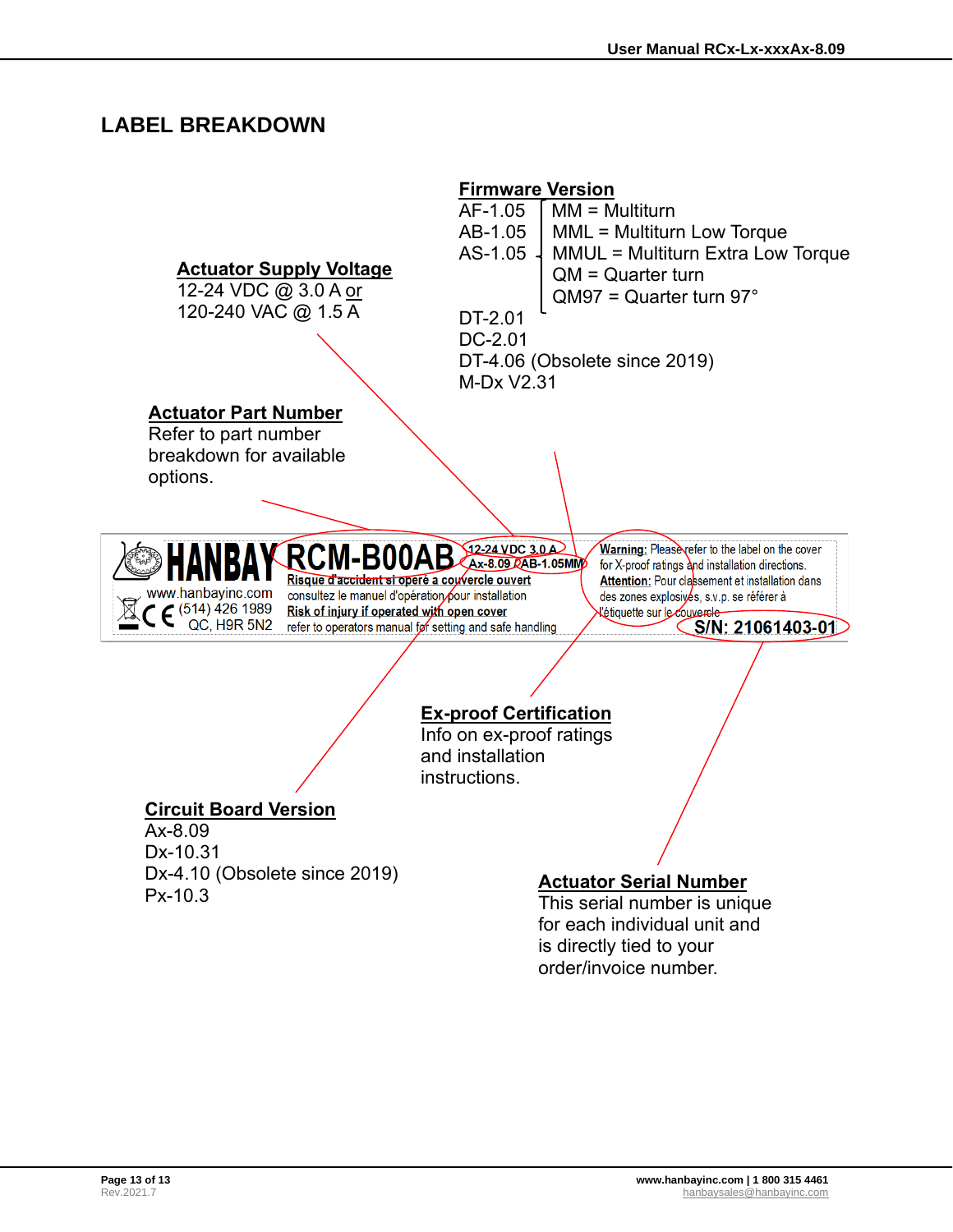# LABEL BREAKDOWN

**Firmware Version**

AF-1.05
AB-1.05
AS-1.05

MM = Multiturn
MML = Multiturn Low Torque
MMUL = Multiturn Extra Low Torque
QM = Quarter turn
QM97 = Quarter turn 97°

DT-2.01
DC-2.01
DT-4.06 (Obsolete since 2019)
M-Dx V2.31

**Actuator Supply Voltage**

12-24 VDC @ 3.0 A or
120-240 VAC @ 1.5 A

**Actuator Part Number**

Refer to part number breakdown for available options.

HANBAY RCM-B00AB 12-24 VDC 3.0 A Ax-8.09 AB-1.05MM

www.hanbayinc.com
(514) 426 1989
QC, H9R 5N2

Risque d'accident si operé a couvercle ouvert
consultez le manuel d'opération pour installation
Risk of injury if operated with open cover
refer to operators manual for setting and safe handling

Warning: Please refer to the label on the cover for X-proof ratings and installation directions.
Attention: Pour classement et installation dans des zones explosives, s.v.p. se référer à l'étiquette sur le couvercle

S/N: 21061403-01

**Ex-proof Certification**

Info on ex-proof ratings and installation instructions.

**Circuit Board Version**

Ax-8.09
Dx-10.31
Dx-4.10 (Obsolete since 2019)
Px-10.3

**Actuator Serial Number**

This serial number is unique for each individual unit and is directly tied to your order/invoice number.